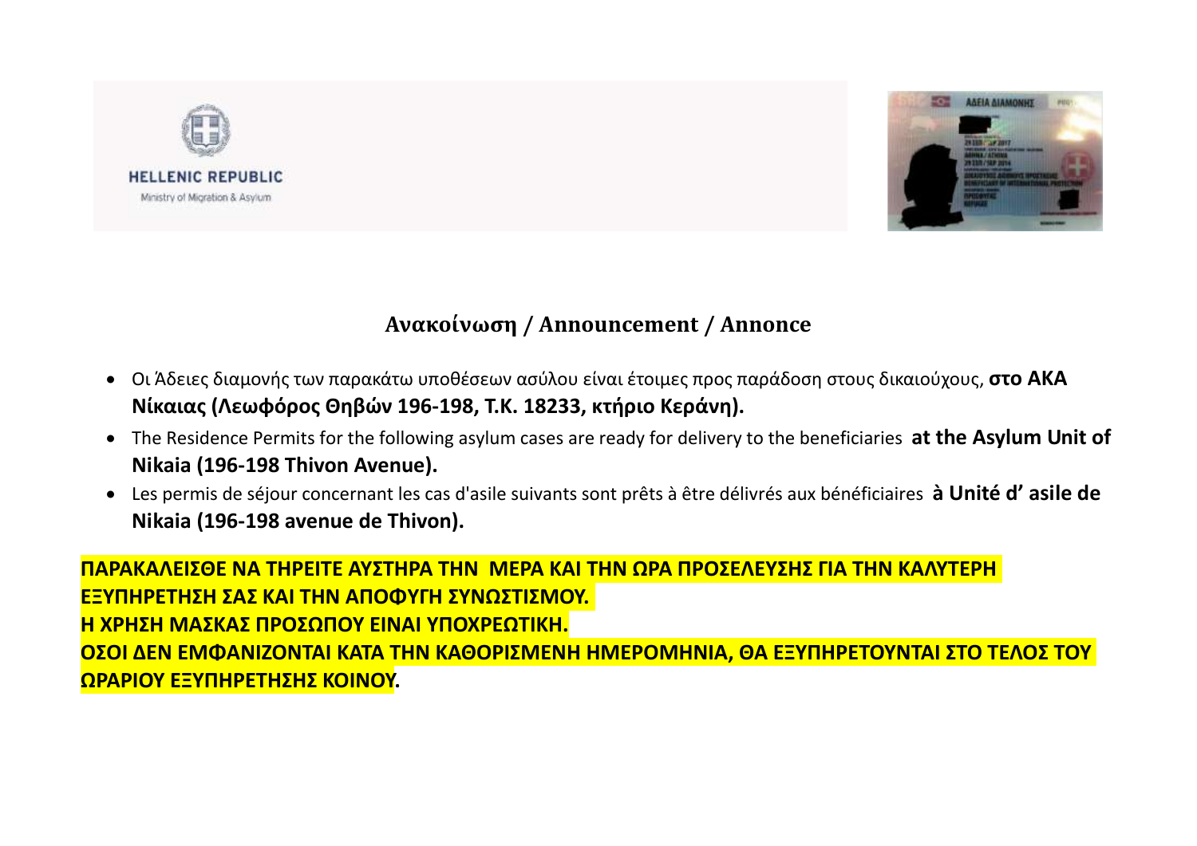HELLENIC REPUBLIC

Ministry of Migration & Asylum

## Ανακοίνωση / Announcement / Annonce

- Οι Άδειες διαμονής των παρακάτω υποθέσεων ασύλου είναι έτοιμες προς παράδοση στους δικαιούχους, **στο ΑΚΑ Νίκαιας (Λεωφόρος Θηβών 196-198, Τ.Κ. 18233, κτήριο Κεράνη).**
- The Residence Permits for the following asylum cases are ready for delivery to the beneficiaries **at the Asylum Unit of Nikaia (196-198 Thivon Avenue).**
- Les permis de séjour concernant les cas d'asile suivants sont prêts à être délivrés aux bénéficiaires **à Unité d' asile de Nikaia (196-198 avenue de Thivon).**

**ΠΑΡΑΚΑΛΕΙΣΘΕ ΝΑ ΤΗΡΕΙΤΕ ΑΥΣΤΗΡΑ ΤΗΝ ΜΕΡΑ ΚΑΙ ΤΗΝ ΩΡΑ ΠΡΟΣΕΛΕΥΣΗΣ ΓΙΑ ΤΗΝ ΚΑΛΥΤΕΡΗ ΕΞΥΠΗΡΕΤΗΣΗ ΣΑΣ ΚΑΙ ΤΗΝ ΑΠΟΦΥΓΗ ΣΥΝΩΣΤΙΣΜΟΥ.**
**Η ΧΡΗΣΗ ΜΑΣΚΑΣ ΠΡΟΣΩΠΟΥ ΕΙΝΑΙ ΥΠΟΧΡΕΩΤΙΚΗ.**
**ΟΣΟΙ ΔΕΝ ΕΜΦΑΝΙΖΟΝΤΑΙ ΚΑΤΑ ΤΗΝ ΚΑΘΟΡΙΣΜΕΝΗ ΗΜΕΡΟΜΗΝΙΑ, ΘΑ ΕΞΥΠΗΡΕΤΟΥΝΤΑΙ ΣΤΟ ΤΕΛΟΣ ΤΟΥ ΩΡΑΡΙΟΥ ΕΞΥΠΗΡΕΤΗΣΗΣ ΚΟΙΝΟΥ.**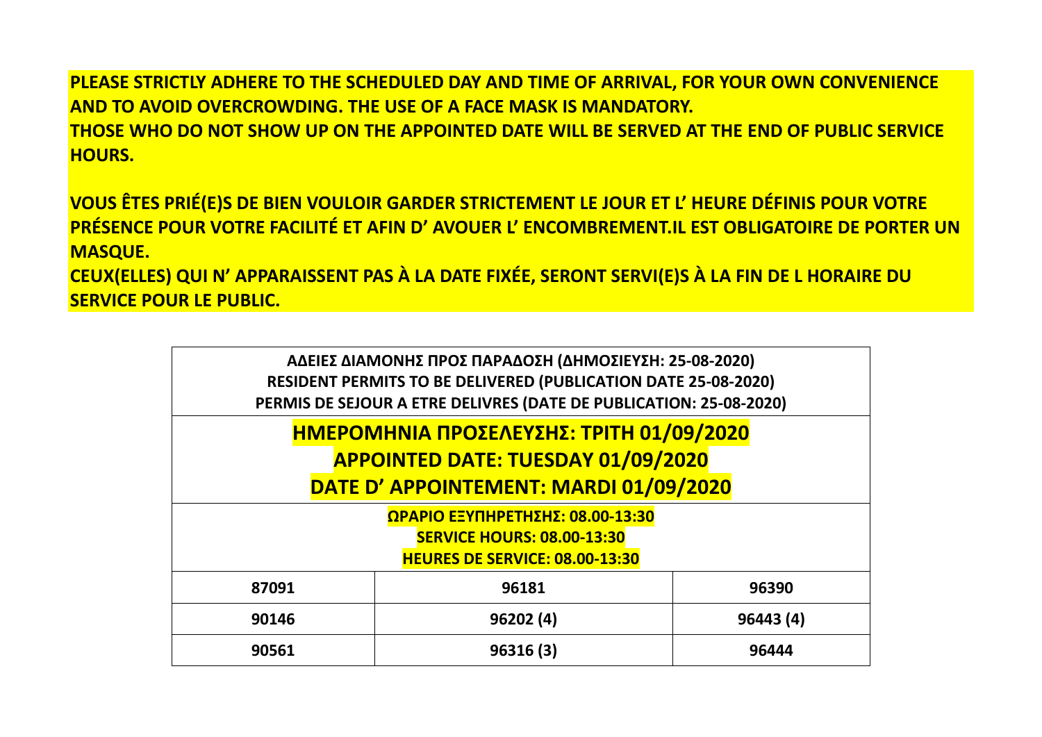**PLEASE STRICTLY ADHERE TO THE SCHEDULED DAY AND TIME OF ARRIVAL, FOR YOUR OWN CONVENIENCE AND TO AVOID OVERCROWDING. THE USE OF A FACE MASK IS MANDATORY.**
**THOSE WHO DO NOT SHOW UP ON THE APPOINTED DATE WILL BE SERVED AT THE END OF PUBLIC SERVICE HOURS.**

**VOUS ÊTES PRIÉ(E)S DE BIEN VOULOIR GARDER STRICTEMENT LE JOUR ET L' HEURE DÉFINIS POUR VOTRE PRÉSENCE POUR VOTRE FACILITÉ ET AFIN D' AVOUER L' ENCOMBREMENT.IL EST OBLIGATOIRE DE PORTER UN MASQUE.**
**CEUX(ELLES) QUI N' APPARAISSENT PAS À LA DATE FIXÉE, SERONT SERVI(E)S À LA FIN DE L HORAIRE DU SERVICE POUR LE PUBLIC.**

| ΑΔΕΙΕΣ ΔΙΑΜΟΝΗΣ ΠΡΟΣ ΠΑΡΑΔΟΣΗ (ΔΗΜΟΣΙΕΥΣΗ: 25-08-2020)<br>RESIDENT PERMITS TO BE DELIVERED (PUBLICATION DATE 25-08-2020)<br>PERMIS DE SEJOUR A ETRE DELIVRES (DATE DE PUBLICATION: 25-08-2020) | | |
|---|---|---|
| **ΗΜΕΡΟΜΗΝΙΑ ΠΡΟΣΕΛΕΥΣΗΣ: ΤΡΙΤΗ 01/09/2020**<br>**APPOINTED DATE: TUESDAY 01/09/2020**<br>**DATE D' APPOINTEMENT: MARDI 01/09/2020** | | |
| **ΩΡΑΡΙΟ ΕΞΥΠΗΡΕΤΗΣΗΣ: 08.00-13:30**<br>**SERVICE HOURS: 08.00-13:30**<br>**HEURES DE SERVICE: 08.00-13:30** | | |
| 87091 | 96181 | 96390 |
| 90146 | 96202 (4) | 96443 (4) |
| 90561 | 96316 (3) | 96444 |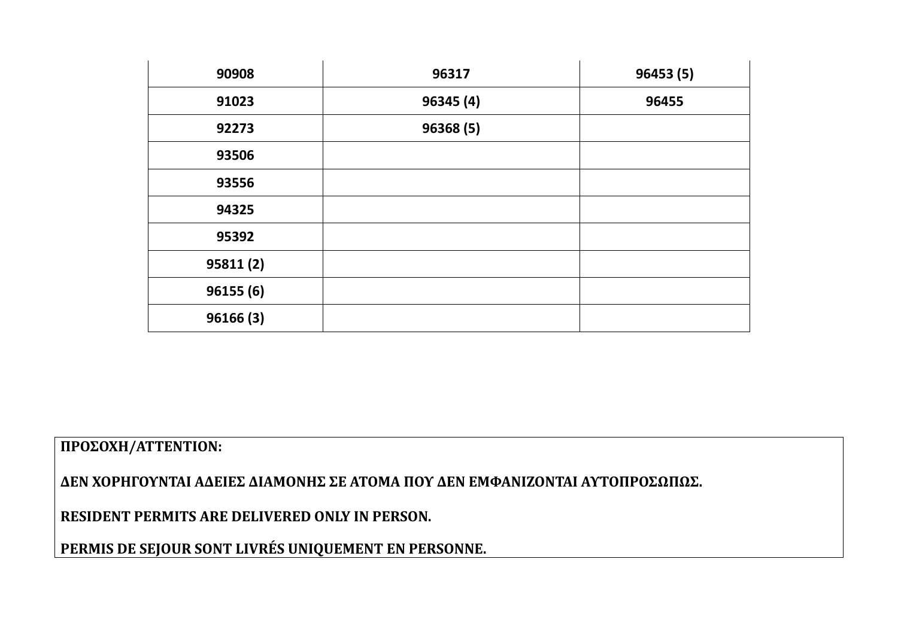| | | |
|---|---|---|
| 90908 | 96317 | 96453 (5) |
| 91023 | 96345 (4) | 96455 |
| 92273 | 96368 (5) | |
| 93506 | | |
| 93556 | | |
| 94325 | | |
| 95392 | | |
| 95811 (2) | | |
| 96155 (6) | | |
| 96166 (3) | | |

**ΠΡΟΣΟΧΗ/ATTENTION:**

**ΔΕΝ ΧΟΡΗΓΟΥΝΤΑΙ ΑΔΕΙΕΣ ΔΙΑΜΟΝΗΣ ΣΕ ΑΤΟΜΑ ΠΟΥ ΔΕΝ ΕΜΦΑΝΙΖΟΝΤΑΙ ΑΥΤΟΠΡΟΣΩΠΩΣ.**

**RESIDENT PERMITS ARE DELIVERED ONLY IN PERSON.**

**PERMIS DE SEJOUR SONT LIVRÉS UNIQUEMENT EN PERSONNE.**